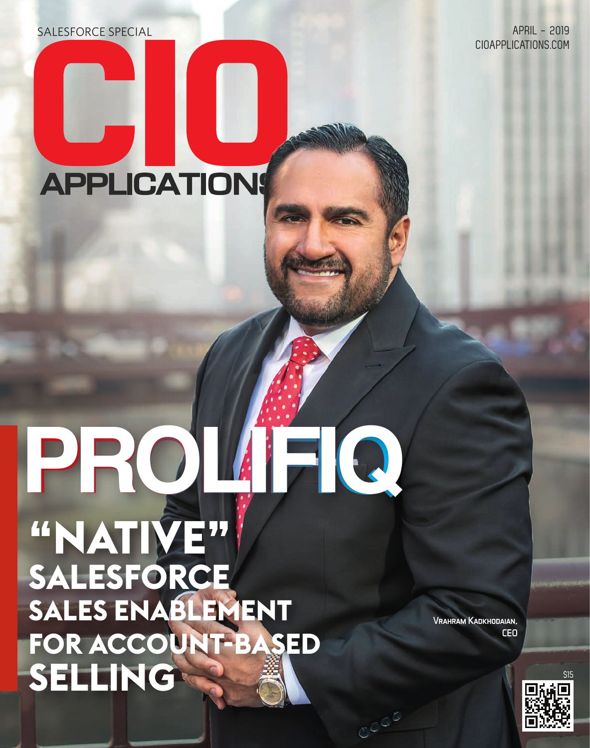SALESFORCE SPECIAL

APRIL - 2019
CIOAPPLICATIONS.COM

# CIO APPLICATIONS

# PROLIFIQ

## "NATIVE" SALESFORCE SALES ENABLEMENT FOR ACCOUNT-BASED SELLING

**Vrahram Kadkhodaian, CEO**

$15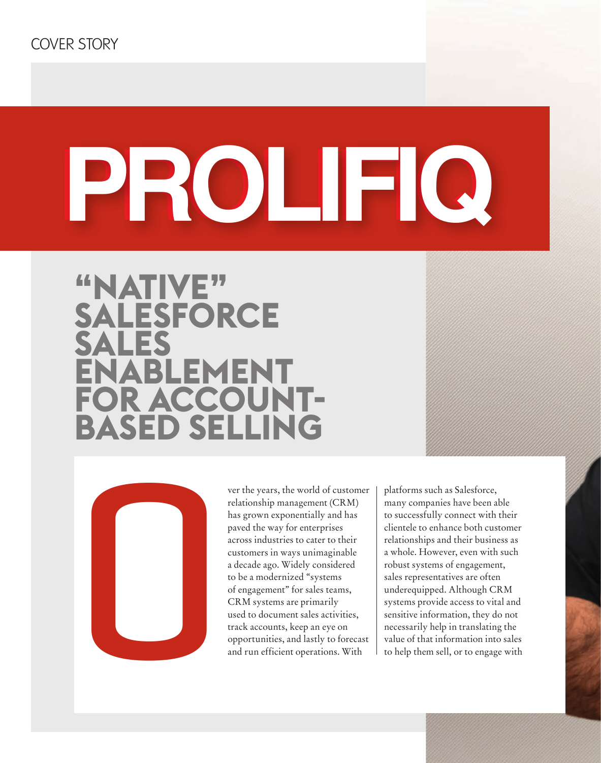COVER STORY

# PROLIFIQ

## "NATIVE" SALESFORCE SALES ENABLEMENT FOR ACCOUNT-BASED SELLING

Over the years, the world of customer relationship management (CRM) has grown exponentially and has paved the way for enterprises across industries to cater to their customers in ways unimaginable a decade ago. Widely considered to be a modernized "systems of engagement" for sales teams, CRM systems are primarily used to document sales activities, track accounts, keep an eye on opportunities, and lastly to forecast and run efficient operations. With platforms such as Salesforce, many companies have been able to successfully connect with their clientele to enhance both customer relationships and their business as a whole. However, even with such robust systems of engagement, sales representatives are often underequipped. Although CRM systems provide access to vital and sensitive information, they do not necessarily help in translating the value of that information into sales to help them sell, or to engage with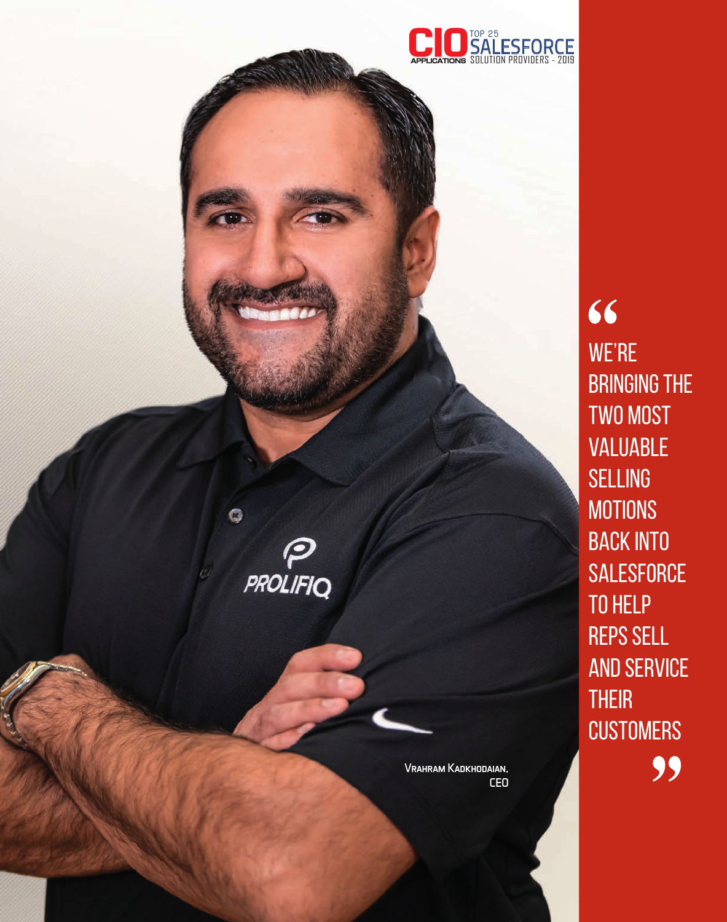CIO APPLICATIONS TOP 25 SALESFORCE SOLUTION PROVIDERS - 2019

PROLIFIQ

Vrahram Kadkhodaian,
CEO

> "We're bringing the two most valuable selling motions back into Salesforce to help reps sell and service their customers"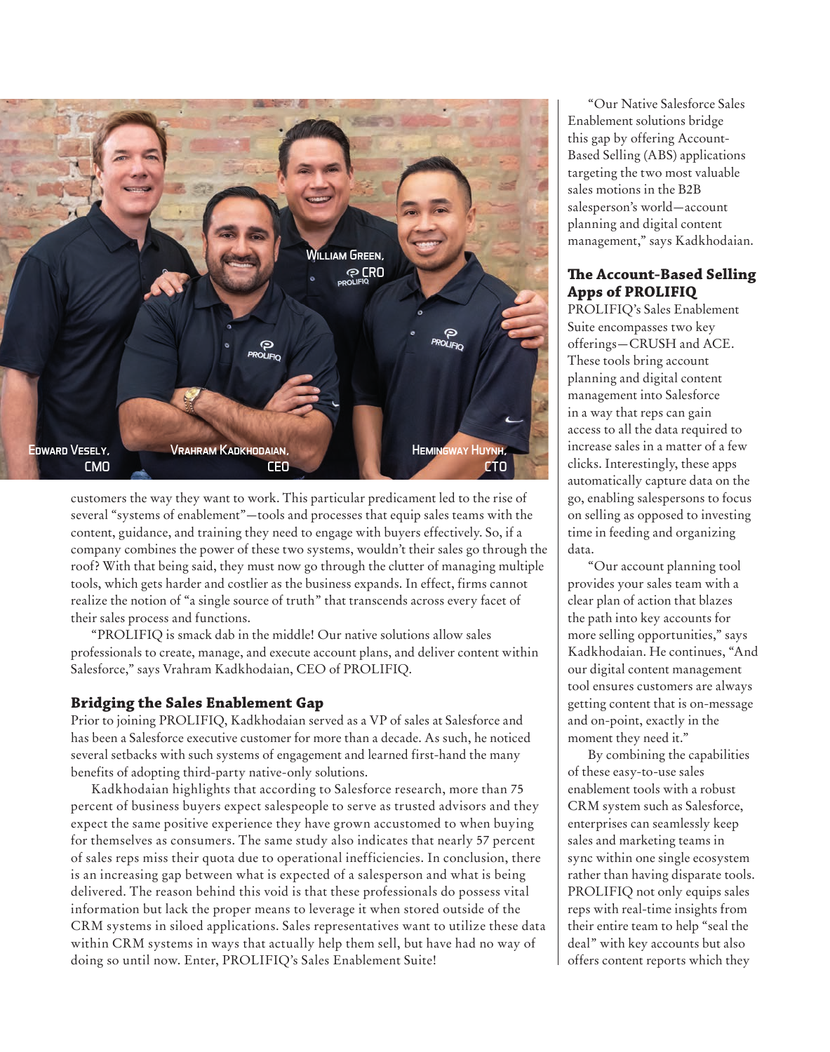Edward Vesely, CMO

Vrahram Kadkhodaian, CEO

William Green, CRO

Hemingway Huynh, CTO

customers the way they want to work. This particular predicament led to the rise of several "systems of enablement"—tools and processes that equip sales teams with the content, guidance, and training they need to engage with buyers effectively. So, if a company combines the power of these two systems, wouldn't their sales go through the roof? With that being said, they must now go through the clutter of managing multiple tools, which gets harder and costlier as the business expands. In effect, firms cannot realize the notion of "a single source of truth" that transcends across every facet of their sales process and functions.

"PROLIFIQ is smack dab in the middle! Our native solutions allow sales professionals to create, manage, and execute account plans, and deliver content within Salesforce," says Vrahram Kadkhodaian, CEO of PROLIFIQ.

## Bridging the Sales Enablement Gap

Prior to joining PROLIFIQ, Kadkhodaian served as a VP of sales at Salesforce and has been a Salesforce executive customer for more than a decade. As such, he noticed several setbacks with such systems of engagement and learned first-hand the many benefits of adopting third-party native-only solutions.

Kadkhodaian highlights that according to Salesforce research, more than 75 percent of business buyers expect salespeople to serve as trusted advisors and they expect the same positive experience they have grown accustomed to when buying for themselves as consumers. The same study also indicates that nearly 57 percent of sales reps miss their quota due to operational inefficiencies. In conclusion, there is an increasing gap between what is expected of a salesperson and what is being delivered. The reason behind this void is that these professionals do possess vital information but lack the proper means to leverage it when stored outside of the CRM systems in siloed applications. Sales representatives want to utilize these data within CRM systems in ways that actually help them sell, but have had no way of doing so until now. Enter, PROLIFIQ's Sales Enablement Suite!

"Our Native Salesforce Sales Enablement solutions bridge this gap by offering Account-Based Selling (ABS) applications targeting the two most valuable sales motions in the B2B salesperson's world—account planning and digital content management," says Kadkhodaian.

## The Account-Based Selling Apps of PROLIFIQ

PROLIFIQ's Sales Enablement Suite encompasses two key offerings—CRUSH and ACE. These tools bring account planning and digital content management into Salesforce in a way that reps can gain access to all the data required to increase sales in a matter of a few clicks. Interestingly, these apps automatically capture data on the go, enabling salespersons to focus on selling as opposed to investing time in feeding and organizing data.

"Our account planning tool provides your sales team with a clear plan of action that blazes the path into key accounts for more selling opportunities," says Kadkhodaian. He continues, "And our digital content management tool ensures customers are always getting content that is on-message and on-point, exactly in the moment they need it."

By combining the capabilities of these easy-to-use sales enablement tools with a robust CRM system such as Salesforce, enterprises can seamlessly keep sales and marketing teams in sync within one single ecosystem rather than having disparate tools. PROLIFIQ not only equips sales reps with real-time insights from their entire team to help "seal the deal" with key accounts but also offers content reports which they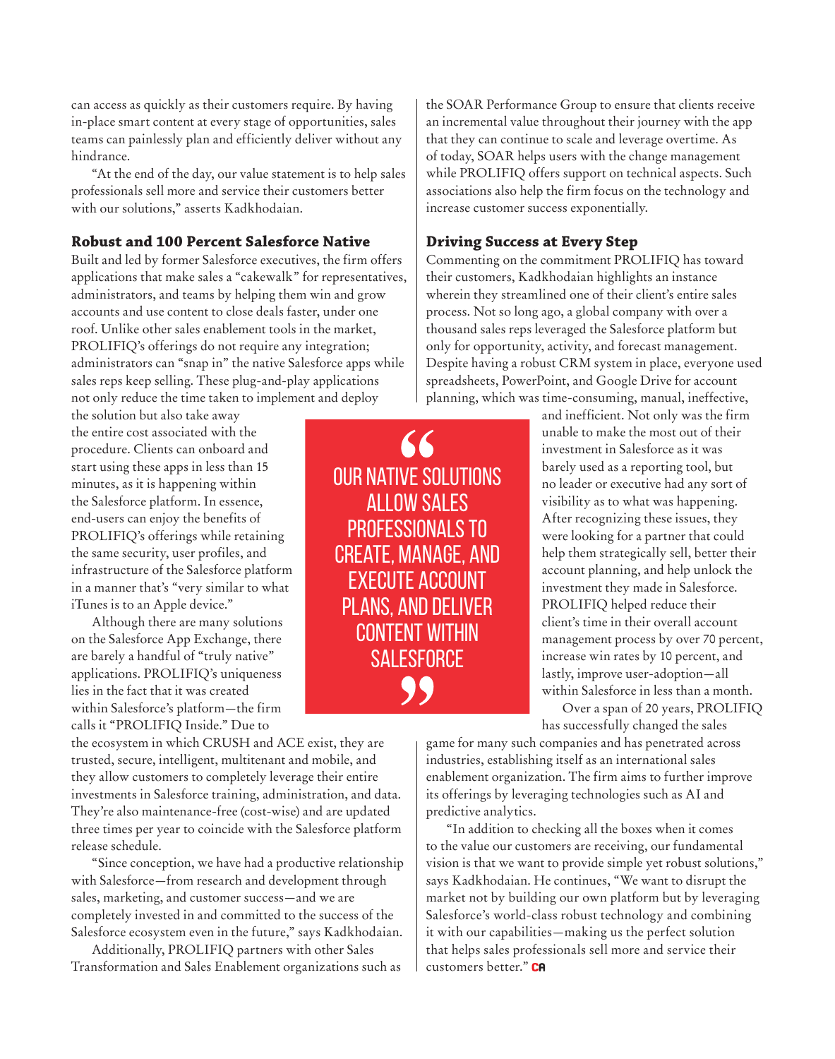can access as quickly as their customers require. By having in-place smart content at every stage of opportunities, sales teams can painlessly plan and efficiently deliver without any hindrance.

"At the end of the day, our value statement is to help sales professionals sell more and service their customers better with our solutions," asserts Kadkhodaian.

## Robust and 100 Percent Salesforce Native

Built and led by former Salesforce executives, the firm offers applications that make sales a "cakewalk" for representatives, administrators, and teams by helping them win and grow accounts and use content to close deals faster, under one roof. Unlike other sales enablement tools in the market, PROLIFIQ's offerings do not require any integration; administrators can "snap in" the native Salesforce apps while sales reps keep selling. These plug-and-play applications not only reduce the time taken to implement and deploy the solution but also take away the entire cost associated with the procedure. Clients can onboard and start using these apps in less than 15 minutes, as it is happening within the Salesforce platform. In essence, end-users can enjoy the benefits of PROLIFIQ's offerings while retaining the same security, user profiles, and infrastructure of the Salesforce platform in a manner that's "very similar to what iTunes is to an Apple device."

Although there are many solutions on the Salesforce App Exchange, there are barely a handful of "truly native" applications. PROLIFIQ's uniqueness lies in the fact that it was created within Salesforce's platform—the firm calls it "PROLIFIQ Inside." Due to the ecosystem in which CRUSH and ACE exist, they are trusted, secure, intelligent, multitenant and mobile, and they allow customers to completely leverage their entire investments in Salesforce training, administration, and data. They're also maintenance-free (cost-wise) and are updated three times per year to coincide with the Salesforce platform release schedule.

"Since conception, we have had a productive relationship with Salesforce—from research and development through sales, marketing, and customer success—and we are completely invested in and committed to the success of the Salesforce ecosystem even in the future," says Kadkhodaian.

Additionally, PROLIFIQ partners with other Sales Transformation and Sales Enablement organizations such as the SOAR Performance Group to ensure that clients receive an incremental value throughout their journey with the app that they can continue to scale and leverage overtime. As of today, SOAR helps users with the change management while PROLIFIQ offers support on technical aspects. Such associations also help the firm focus on the technology and increase customer success exponentially.

> "Our native solutions allow sales professionals to create, manage, and execute account plans, and deliver content within Salesforce"

## Driving Success at Every Step

Commenting on the commitment PROLIFIQ has toward their customers, Kadkhodaian highlights an instance wherein they streamlined one of their client's entire sales process. Not so long ago, a global company with over a thousand sales reps leveraged the Salesforce platform but only for opportunity, activity, and forecast management. Despite having a robust CRM system in place, everyone used spreadsheets, PowerPoint, and Google Drive for account planning, which was time-consuming, manual, ineffective, and inefficient. Not only was the firm unable to make the most out of their investment in Salesforce as it was barely used as a reporting tool, but no leader or executive had any sort of visibility as to what was happening. After recognizing these issues, they were looking for a partner that could help them strategically sell, better their account planning, and help unlock the investment they made in Salesforce. PROLIFIQ helped reduce their client's time in their overall account management process by over 70 percent, increase win rates by 10 percent, and lastly, improve user-adoption—all within Salesforce in less than a month.

Over a span of 20 years, PROLIFIQ has successfully changed the sales game for many such companies and has penetrated across industries, establishing itself as an international sales enablement organization. The firm aims to further improve its offerings by leveraging technologies such as AI and predictive analytics.

"In addition to checking all the boxes when it comes to the value our customers are receiving, our fundamental vision is that we want to provide simple yet robust solutions," says Kadkhodaian. He continues, "We want to disrupt the market not by building our own platform but by leveraging Salesforce's world-class robust technology and combining it with our capabilities—making us the perfect solution that helps sales professionals sell more and service their customers better." CA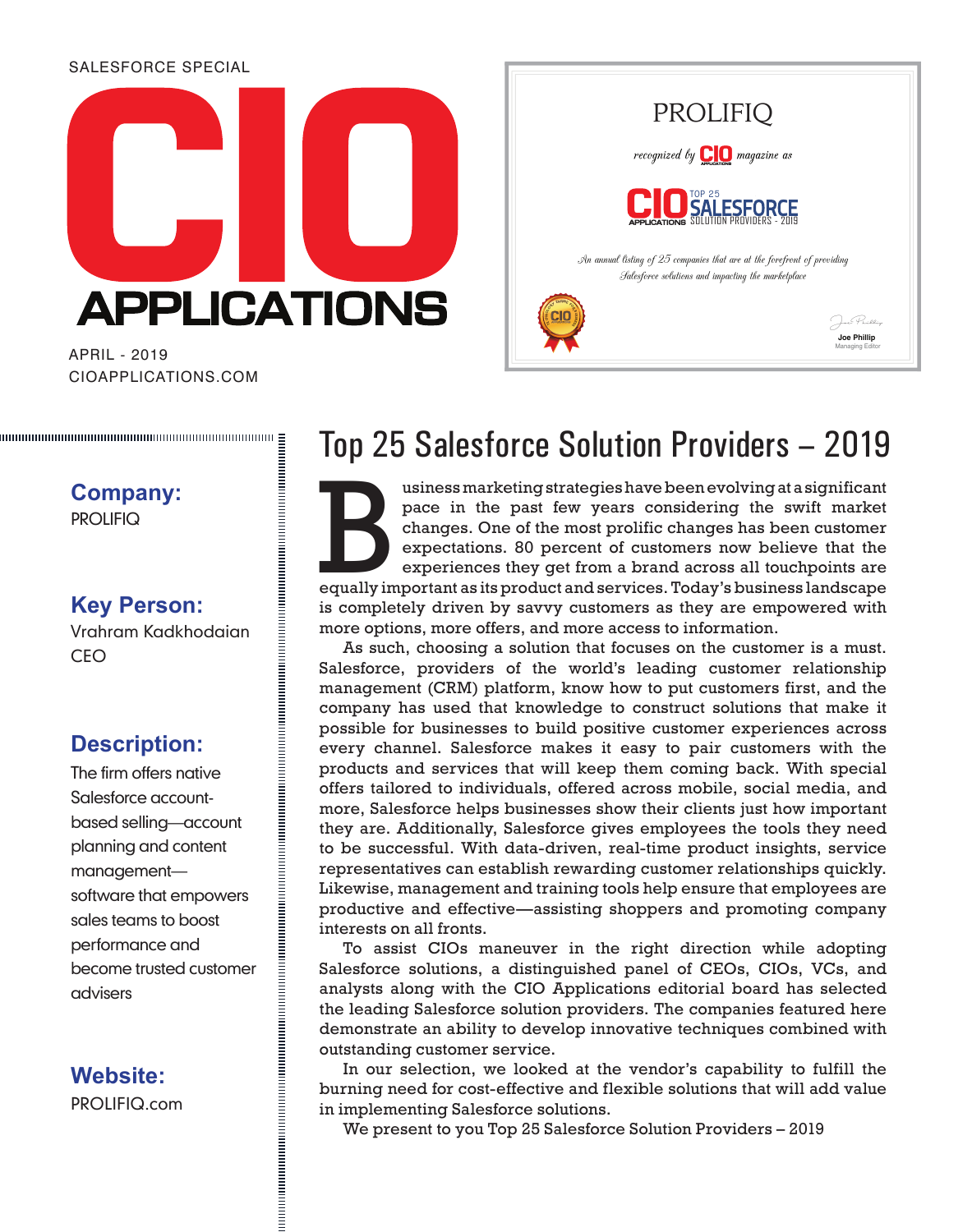SALESFORCE SPECIAL

# CIO APPLICATIONS

APRIL - 2019
CIOAPPLICATIONS.COM

PROLIFIQ

*recognized by* CIO APPLICATIONS *magazine as*

CIO APPLICATIONS TOP 25 SALESFORCE SOLUTION PROVIDERS - 2019

*An annual listing of 25 companies that are at the forefront of providing Salesforce solutions and impacting the marketplace*

Joe Phillip
Managing Editor

**Company:**
PROLIFIQ

**Key Person:**
Vrahram Kadkhodaian
CEO

**Description:**
The firm offers native Salesforce account-based selling—account planning and content management—software that empowers sales teams to boost performance and become trusted customer advisers

**Website:**
PROLIFIQ.com

## Top 25 Salesforce Solution Providers – 2019

Business marketing strategies have been evolving at a significant pace in the past few years considering the swift market changes. One of the most prolific changes has been customer expectations. 80 percent of customers now believe that the experiences they get from a brand across all touchpoints are equally important as its product and services. Today's business landscape is completely driven by savvy customers as they are empowered with more options, more offers, and more access to information.

As such, choosing a solution that focuses on the customer is a must. Salesforce, providers of the world's leading customer relationship management (CRM) platform, know how to put customers first, and the company has used that knowledge to construct solutions that make it possible for businesses to build positive customer experiences across every channel. Salesforce makes it easy to pair customers with the products and services that will keep them coming back. With special offers tailored to individuals, offered across mobile, social media, and more, Salesforce helps businesses show their clients just how important they are. Additionally, Salesforce gives employees the tools they need to be successful. With data-driven, real-time product insights, service representatives can establish rewarding customer relationships quickly. Likewise, management and training tools help ensure that employees are productive and effective—assisting shoppers and promoting company interests on all fronts.

To assist CIOs maneuver in the right direction while adopting Salesforce solutions, a distinguished panel of CEOs, CIOs, VCs, and analysts along with the CIO Applications editorial board has selected the leading Salesforce solution providers. The companies featured here demonstrate an ability to develop innovative techniques combined with outstanding customer service.

In our selection, we looked at the vendor's capability to fulfill the burning need for cost-effective and flexible solutions that will add value in implementing Salesforce solutions.

We present to you Top 25 Salesforce Solution Providers – 2019